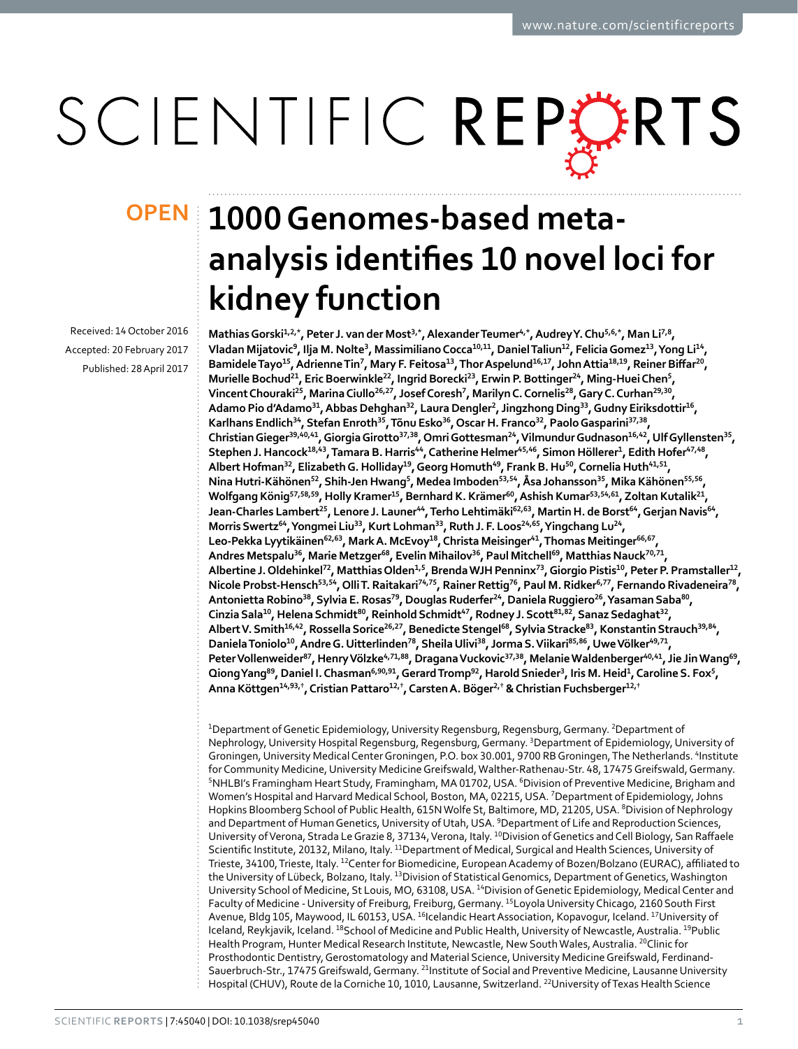OPEN

# 1000 Genomes-based meta-analysis identifies 10 novel loci for kidney function

Received: 14 October 2016

Accepted: 20 February 2017

Published: 28 April 2017

**Mathias Gorski[1,2,*], Peter J. van der Most[3,*], Alexander Teumer[4,*], Audrey Y. Chu[5,6,*], Man Li[7,8], Vladan Mijatovic[9], Ilja M. Nolte[3], Massimiliano Cocca[10,11], Daniel Taliun[12], Felicia Gomez[13], Yong Li[14], Bamidele Tayo[15], Adrienne Tin[7], Mary F. Feitosa[13], Thor Aspelund[16,17], John Attia[18,19], Reiner Biffar[20], Murielle Bochud[21], Eric Boerwinkle[22], Ingrid Borecki[23], Erwin P. Bottinger[24], Ming-Huei Chen[5], Vincent Chouraki[25], Marina Ciullo[26,27], Josef Coresh[7], Marilyn C. Cornelis[28], Gary C. Curhan[29,30], Adamo Pio d'Adamo[31], Abbas Dehghan[32], Laura Dengler[2], Jingzhong Ding[33], Gudny Eiriksdottir[16], Karlhans Endlich[34], Stefan Enroth[35], Tõnu Esko[36], Oscar H. Franco[32], Paolo Gasparini[37,38], Christian Gieger[39,40,41], Giorgia Girotto[37,38], Omri Gottesman[24], Vilmundur Gudnason[16,42], Ulf Gyllensten[35], Stephen J. Hancock[18,43], Tamara B. Harris[44], Catherine Helmer[45,46], Simon Höllerer[1], Edith Hofer[47,48], Albert Hofman[32], Elizabeth G. Holliday[19], Georg Homuth[49], Frank B. Hu[50], Cornelia Huth[41,51], Nina Hutri-Kähönen[52], Shih-Jen Hwang[5], Medea Imboden[53,54], Åsa Johansson[35], Mika Kähönen[55,56], Wolfgang König[57,58,59], Holly Kramer[15], Bernhard K. Krämer[60], Ashish Kumar[53,54,61], Zoltan Kutalik[21], Jean-Charles Lambert[25], Lenore J. Launer[44], Terho Lehtimäki[62,63], Martin H. de Borst[64], Gerjan Navis[64], Morris Swertz[64], Yongmei Liu[33], Kurt Lohman[33], Ruth J. F. Loos[24,65], Yingchang Lu[24], Leo-Pekka Lyytikäinen[62,63], Mark A. McEvoy[18], Christa Meisinger[41], Thomas Meitinger[66,67], Andres Metspalu[36], Marie Metzger[68], Evelin Mihailov[36], Paul Mitchell[69], Matthias Nauck[70,71], Albertine J. Oldehinkel[72], Matthias Olden[1,5], Brenda WJH Penninx[73], Giorgio Pistis[10], Peter P. Pramstaller[12], Nicole Probst-Hensch[53,54], Olli T. Raitakari[74,75], Rainer Rettig[76], Paul M. Ridker[6,77], Fernando Rivadeneira[78], Antonietta Robino[38], Sylvia E. Rosas[79], Douglas Ruderfer[24], Daniela Ruggiero[26], Yasaman Saba[80], Cinzia Sala[10], Helena Schmidt[80], Reinhold Schmidt[47], Rodney J. Scott[81,82], Sanaz Sedaghat[32], Albert V. Smith[16,42], Rossella Sorice[26,27], Benedicte Stengel[68], Sylvia Stracke[83], Konstantin Strauch[39,84], Daniela Toniolo[10], Andre G. Uitterlinden[78], Sheila Ulivi[38], Jorma S. Viikari[85,86], Uwe Völker[49,71], Peter Vollenweider[87], Henry Völzke[4,71,88], Dragana Vuckovic[37,38], Melanie Waldenberger[40,41], Jie Jin Wang[69], Qiong Yang[89], Daniel I. Chasman[6,90,91], Gerard Tromp[92], Harold Snieder[3], Iris M. Heid[1], Caroline S. Fox[5], Anna Köttgen[14,93,†], Cristian Pattaro[12,†], Carsten A. Böger[2,†] & Christian Fuchsberger[12,†]**

[1]Department of Genetic Epidemiology, University Regensburg, Regensburg, Germany. [2]Department of Nephrology, University Hospital Regensburg, Regensburg, Germany. [3]Department of Epidemiology, University of Groningen, University Medical Center Groningen, P.O. box 30.001, 9700 RB Groningen, The Netherlands. [4]Institute for Community Medicine, University Medicine Greifswald, Walther-Rathenau-Str. 48, 17475 Greifswald, Germany. [5]NHLBI's Framingham Heart Study, Framingham, MA 01702, USA. [6]Division of Preventive Medicine, Brigham and Women's Hospital and Harvard Medical School, Boston, MA, 02215, USA. [7]Department of Epidemiology, Johns Hopkins Bloomberg School of Public Health, 615N Wolfe St, Baltimore, MD, 21205, USA. [8]Division of Nephrology and Department of Human Genetics, University of Utah, USA. [9]Department of Life and Reproduction Sciences, University of Verona, Strada Le Grazie 8, 37134, Verona, Italy. [10]Division of Genetics and Cell Biology, San Raffaele Scientific Institute, 20132, Milano, Italy. [11]Department of Medical, Surgical and Health Sciences, University of Trieste, 34100, Trieste, Italy. [12]Center for Biomedicine, European Academy of Bozen/Bolzano (EURAC), affiliated to the University of Lübeck, Bolzano, Italy. [13]Division of Statistical Genomics, Department of Genetics, Washington University School of Medicine, St Louis, MO, 63108, USA. [14]Division of Genetic Epidemiology, Medical Center and Faculty of Medicine - University of Freiburg, Freiburg, Germany. [15]Loyola University Chicago, 2160 South First Avenue, Bldg 105, Maywood, IL 60153, USA. [16]Icelandic Heart Association, Kopavogur, Iceland. [17]University of Iceland, Reykjavik, Iceland. [18]School of Medicine and Public Health, University of Newcastle, Australia. [19]Public Health Program, Hunter Medical Research Institute, Newcastle, New South Wales, Australia. [20]Clinic for Prosthodontic Dentistry, Gerostomatology and Material Science, University Medicine Greifswald, Ferdinand-Sauerbruch-Str., 17475 Greifswald, Germany. [21]Institute of Social and Preventive Medicine, Lausanne University Hospital (CHUV), Route de la Corniche 10, 1010, Lausanne, Switzerland. [22]University of Texas Health Science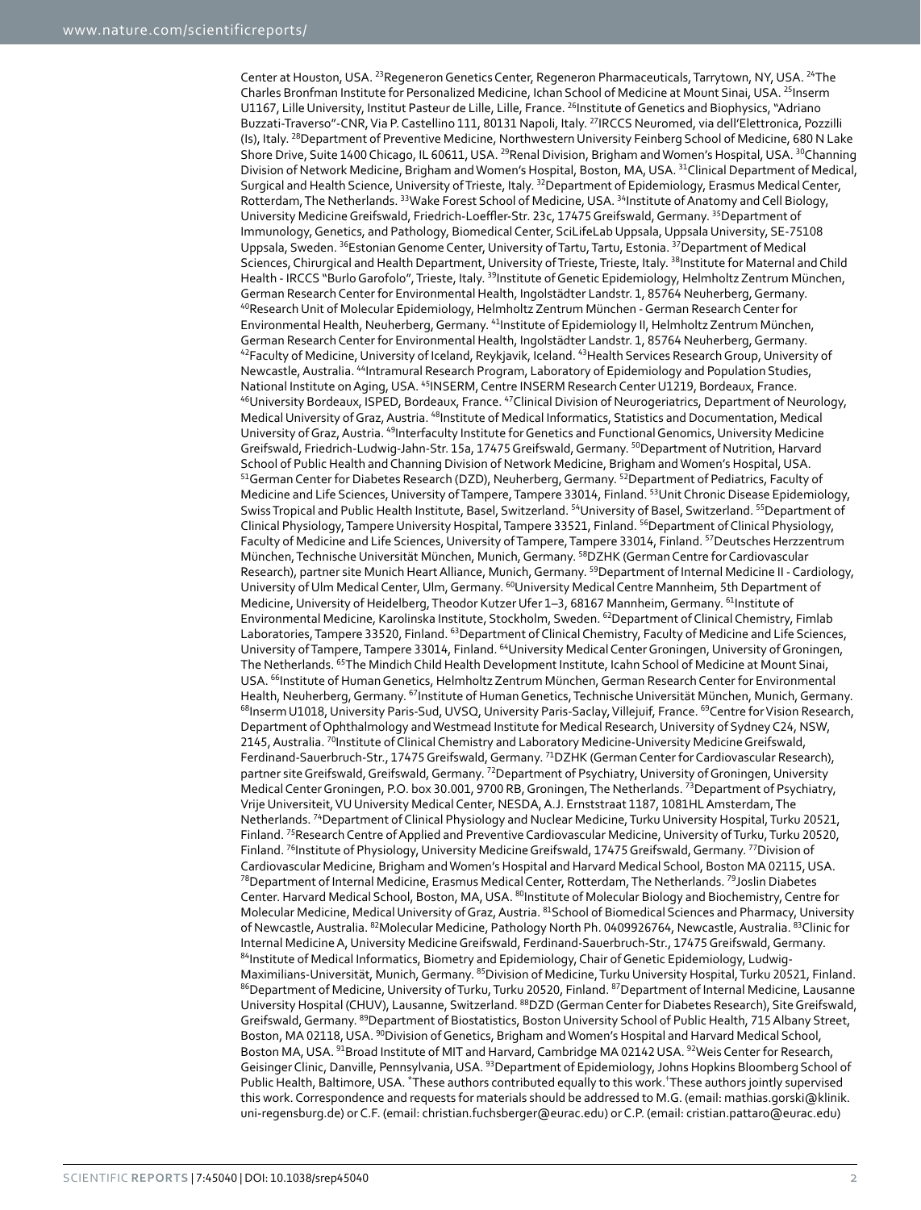Center at Houston, USA. [23]Regeneron Genetics Center, Regeneron Pharmaceuticals, Tarrytown, NY, USA. [24]The Charles Bronfman Institute for Personalized Medicine, Ichan School of Medicine at Mount Sinai, USA. [25]Inserm U1167, Lille University, Institut Pasteur de Lille, Lille, France. [26]Institute of Genetics and Biophysics, "Adriano Buzzati-Traverso"-CNR, Via P. Castellino 111, 80131 Napoli, Italy. [27]IRCCS Neuromed, via dell'Elettronica, Pozzilli (Is), Italy. [28]Department of Preventive Medicine, Northwestern University Feinberg School of Medicine, 680 N Lake Shore Drive, Suite 1400 Chicago, IL 60611, USA. [29]Renal Division, Brigham and Women's Hospital, USA. [30]Channing Division of Network Medicine, Brigham and Women's Hospital, Boston, MA, USA. [31]Clinical Department of Medical, Surgical and Health Science, University of Trieste, Italy. [32]Department of Epidemiology, Erasmus Medical Center, Rotterdam, The Netherlands. [33]Wake Forest School of Medicine, USA. [34]Institute of Anatomy and Cell Biology, University Medicine Greifswald, Friedrich-Loeffler-Str. 23c, 17475 Greifswald, Germany. [35]Department of Immunology, Genetics, and Pathology, Biomedical Center, SciLifeLab Uppsala, Uppsala University, SE-75108 Uppsala, Sweden. [36]Estonian Genome Center, University of Tartu, Tartu, Estonia. [37]Department of Medical Sciences, Chirurgical and Health Department, University of Trieste, Trieste, Italy. [38]Institute for Maternal and Child Health - IRCCS "Burlo Garofolo", Trieste, Italy. [39]Institute of Genetic Epidemiology, Helmholtz Zentrum München, German Research Center for Environmental Health, Ingolstädter Landstr. 1, 85764 Neuherberg, Germany. [40]Research Unit of Molecular Epidemiology, Helmholtz Zentrum München - German Research Center for Environmental Health, Neuherberg, Germany. [41]Institute of Epidemiology II, Helmholtz Zentrum München, German Research Center for Environmental Health, Ingolstädter Landstr. 1, 85764 Neuherberg, Germany. [42]Faculty of Medicine, University of Iceland, Reykjavik, Iceland. [43]Health Services Research Group, University of Newcastle, Australia. [44]Intramural Research Program, Laboratory of Epidemiology and Population Studies, National Institute on Aging, USA. [45]INSERM, Centre INSERM Research Center U1219, Bordeaux, France. [46]University Bordeaux, ISPED, Bordeaux, France. [47]Clinical Division of Neurogeriatrics, Department of Neurology, Medical University of Graz, Austria. [48]Institute of Medical Informatics, Statistics and Documentation, Medical University of Graz, Austria. [49]Interfaculty Institute for Genetics and Functional Genomics, University Medicine Greifswald, Friedrich-Ludwig-Jahn-Str. 15a, 17475 Greifswald, Germany. [50]Department of Nutrition, Harvard School of Public Health and Channing Division of Network Medicine, Brigham and Women's Hospital, USA. [51]German Center for Diabetes Research (DZD), Neuherberg, Germany. [52]Department of Pediatrics, Faculty of Medicine and Life Sciences, University of Tampere, Tampere 33014, Finland. [53]Unit Chronic Disease Epidemiology, Swiss Tropical and Public Health Institute, Basel, Switzerland. [54]University of Basel, Switzerland. [55]Department of Clinical Physiology, Tampere University Hospital, Tampere 33521, Finland. [56]Department of Clinical Physiology, Faculty of Medicine and Life Sciences, University of Tampere, Tampere 33014, Finland. [57]Deutsches Herzzentrum München, Technische Universität München, Munich, Germany. [58]DZHK (German Centre for Cardiovascular Research), partner site Munich Heart Alliance, Munich, Germany. [59]Department of Internal Medicine II - Cardiology, University of Ulm Medical Center, Ulm, Germany. [60]University Medical Centre Mannheim, 5th Department of Medicine, University of Heidelberg, Theodor Kutzer Ufer 1–3, 68167 Mannheim, Germany. [61]Institute of Environmental Medicine, Karolinska Institute, Stockholm, Sweden. [62]Department of Clinical Chemistry, Fimlab Laboratories, Tampere 33520, Finland. [63]Department of Clinical Chemistry, Faculty of Medicine and Life Sciences, University of Tampere, Tampere 33014, Finland. [64]University Medical Center Groningen, University of Groningen, The Netherlands. [65]The Mindich Child Health Development Institute, Icahn School of Medicine at Mount Sinai, USA. [66]Institute of Human Genetics, Helmholtz Zentrum München, German Research Center for Environmental Health, Neuherberg, Germany. [67]Institute of Human Genetics, Technische Universität München, Munich, Germany. [68]Inserm U1018, University Paris-Sud, UVSQ, University Paris-Saclay, Villejuif, France. [69]Centre for Vision Research, Department of Ophthalmology and Westmead Institute for Medical Research, University of Sydney C24, NSW, 2145, Australia. [70]Institute of Clinical Chemistry and Laboratory Medicine-University Medicine Greifswald, Ferdinand-Sauerbruch-Str., 17475 Greifswald, Germany. [71]DZHK (German Center for Cardiovascular Research), partner site Greifswald, Greifswald, Germany. [72]Department of Psychiatry, University of Groningen, University Medical Center Groningen, P.O. box 30.001, 9700 RB, Groningen, The Netherlands. [73]Department of Psychiatry, Vrije Universiteit, VU University Medical Center, NESDA, A.J. Ernststraat 1187, 1081HL Amsterdam, The Netherlands. [74]Department of Clinical Physiology and Nuclear Medicine, Turku University Hospital, Turku 20521, Finland. [75]Research Centre of Applied and Preventive Cardiovascular Medicine, University of Turku, Turku 20520, Finland. [76]Institute of Physiology, University Medicine Greifswald, 17475 Greifswald, Germany. [77]Division of Cardiovascular Medicine, Brigham and Women's Hospital and Harvard Medical School, Boston MA 02115, USA. [78]Department of Internal Medicine, Erasmus Medical Center, Rotterdam, The Netherlands. [79]Joslin Diabetes Center. Harvard Medical School, Boston, MA, USA. [80]Institute of Molecular Biology and Biochemistry, Centre for Molecular Medicine, Medical University of Graz, Austria. [81]School of Biomedical Sciences and Pharmacy, University of Newcastle, Australia. [82]Molecular Medicine, Pathology North Ph. 0409926764, Newcastle, Australia. [83]Clinic for Internal Medicine A, University Medicine Greifswald, Ferdinand-Sauerbruch-Str., 17475 Greifswald, Germany. [84]Institute of Medical Informatics, Biometry and Epidemiology, Chair of Genetic Epidemiology, Ludwig-Maximilians-Universität, Munich, Germany. [85]Division of Medicine, Turku University Hospital, Turku 20521, Finland. [86]Department of Medicine, University of Turku, Turku 20520, Finland. [87]Department of Internal Medicine, Lausanne University Hospital (CHUV), Lausanne, Switzerland. [88]DZD (German Center for Diabetes Research), Site Greifswald, Greifswald, Germany. [89]Department of Biostatistics, Boston University School of Public Health, 715 Albany Street, Boston, MA 02118, USA. [90]Division of Genetics, Brigham and Women's Hospital and Harvard Medical School, Boston MA, USA. [91]Broad Institute of MIT and Harvard, Cambridge MA 02142 USA. [92]Weis Center for Research, Geisinger Clinic, Danville, Pennsylvania, USA. [93]Department of Epidemiology, Johns Hopkins Bloomberg School of Public Health, Baltimore, USA. [*]These authors contributed equally to this work. [†]These authors jointly supervised this work. Correspondence and requests for materials should be addressed to M.G. (email: mathias.gorski@klinik.uni-regensburg.de) or C.F. (email: christian.fuchsberger@eurac.edu) or C.P. (email: cristian.pattaro@eurac.edu)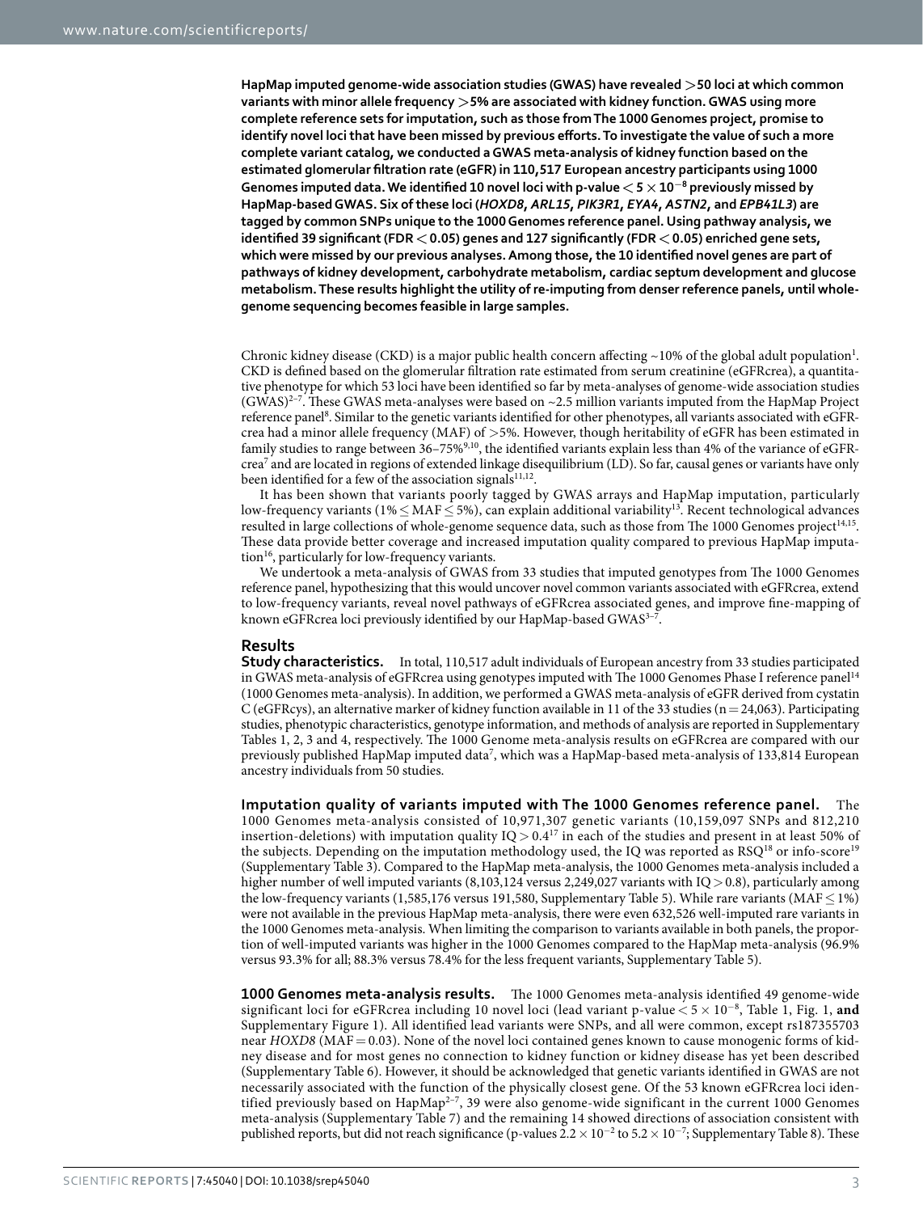**HapMap imputed genome-wide association studies (GWAS) have revealed >50 loci at which common variants with minor allele frequency >5% are associated with kidney function. GWAS using more complete reference sets for imputation, such as those from The 1000 Genomes project, promise to identify novel loci that have been missed by previous efforts. To investigate the value of such a more complete variant catalog, we conducted a GWAS meta-analysis of kidney function based on the estimated glomerular filtration rate (eGFR) in 110,517 European ancestry participants using 1000 Genomes imputed data. We identified 10 novel loci with p-value $< 5 \times 10^{-8}$ previously missed by HapMap-based GWAS. Six of these loci (*HOXD8*, *ARL15*, *PIK3R1*, *EYA4*, *ASTN2*, and *EPB41L3*) are tagged by common SNPs unique to the 1000 Genomes reference panel. Using pathway analysis, we identified 39 significant (FDR < 0.05) genes and 127 significantly (FDR < 0.05) enriched gene sets, which were missed by our previous analyses. Among those, the 10 identified novel genes are part of pathways of kidney development, carbohydrate metabolism, cardiac septum development and glucose metabolism. These results highlight the utility of re-imputing from denser reference panels, until whole-genome sequencing becomes feasible in large samples.**

Chronic kidney disease (CKD) is a major public health concern affecting ~10% of the global adult population[1]. CKD is defined based on the glomerular filtration rate estimated from serum creatinine (eGFRcrea), a quantitative phenotype for which 53 loci have been identified so far by meta-analyses of genome-wide association studies (GWAS)[2–7]. These GWAS meta-analyses were based on ~2.5 million variants imputed from the HapMap Project reference panel[8]. Similar to the genetic variants identified for other phenotypes, all variants associated with eGFRcrea had a minor allele frequency (MAF) of >5%. However, though heritability of eGFR has been estimated in family studies to range between 36–75%[9,10], the identified variants explain less than 4% of the variance of eGFRcrea[7] and are located in regions of extended linkage disequilibrium (LD). So far, causal genes or variants have only been identified for a few of the association signals[11,12].

It has been shown that variants poorly tagged by GWAS arrays and HapMap imputation, particularly low-frequency variants (1% ≤ MAF ≤ 5%), can explain additional variability[13]. Recent technological advances resulted in large collections of whole-genome sequence data, such as those from The 1000 Genomes project[14,15]. These data provide better coverage and increased imputation quality compared to previous HapMap imputation[16], particularly for low-frequency variants.

We undertook a meta-analysis of GWAS from 33 studies that imputed genotypes from The 1000 Genomes reference panel, hypothesizing that this would uncover novel common variants associated with eGFRcrea, extend to low-frequency variants, reveal novel pathways of eGFRcrea associated genes, and improve fine-mapping of known eGFRcrea loci previously identified by our HapMap-based GWAS[3–7].

## Results

**Study characteristics.** In total, 110,517 adult individuals of European ancestry from 33 studies participated in GWAS meta-analysis of eGFRcrea using genotypes imputed with The 1000 Genomes Phase I reference panel[14] (1000 Genomes meta-analysis). In addition, we performed a GWAS meta-analysis of eGFR derived from cystatin C (eGFRcys), an alternative marker of kidney function available in 11 of the 33 studies (n = 24,063). Participating studies, phenotypic characteristics, genotype information, and methods of analysis are reported in Supplementary Tables 1, 2, 3 and 4, respectively. The 1000 Genome meta-analysis results on eGFRcrea are compared with our previously published HapMap imputed data[7], which was a HapMap-based meta-analysis of 133,814 European ancestry individuals from 50 studies.

**Imputation quality of variants imputed with The 1000 Genomes reference panel.** The 1000 Genomes meta-analysis consisted of 10,971,307 genetic variants (10,159,097 SNPs and 812,210 insertion-deletions) with imputation quality IQ > 0.4[17] in each of the studies and present in at least 50% of the subjects. Depending on the imputation methodology used, the IQ was reported as RSQ[18] or info-score[19] (Supplementary Table 3). Compared to the HapMap meta-analysis, the 1000 Genomes meta-analysis included a higher number of well imputed variants (8,103,124 versus 2,249,027 variants with IQ > 0.8), particularly among the low-frequency variants (1,585,176 versus 191,580, Supplementary Table 5). While rare variants (MAF ≤ 1%) were not available in the previous HapMap meta-analysis, there were even 632,526 well-imputed rare variants in the 1000 Genomes meta-analysis. When limiting the comparison to variants available in both panels, the proportion of well-imputed variants was higher in the 1000 Genomes compared to the HapMap meta-analysis (96.9% versus 93.3% for all; 88.3% versus 78.4% for the less frequent variants, Supplementary Table 5).

**1000 Genomes meta-analysis results.** The 1000 Genomes meta-analysis identified 49 genome-wide significant loci for eGFRcrea including 10 novel loci (lead variant p-value $< 5 \times 10^{-8}$, Table 1, Fig. 1, **and** Supplementary Figure 1). All identified lead variants were SNPs, and all were common, except rs187355703 near *HOXD8* (MAF = 0.03). None of the novel loci contained genes known to cause monogenic forms of kidney disease and for most genes no connection to kidney function or kidney disease has yet been described (Supplementary Table 6). However, it should be acknowledged that genetic variants identified in GWAS are not necessarily associated with the function of the physically closest gene. Of the 53 known eGFRcrea loci identified previously based on HapMap[2–7], 39 were also genome-wide significant in the current 1000 Genomes meta-analysis (Supplementary Table 7) and the remaining 14 showed directions of association consistent with published reports, but did not reach significance (p-values $2.2 \times 10^{-2}$ to $5.2 \times 10^{-7}$; Supplementary Table 8). These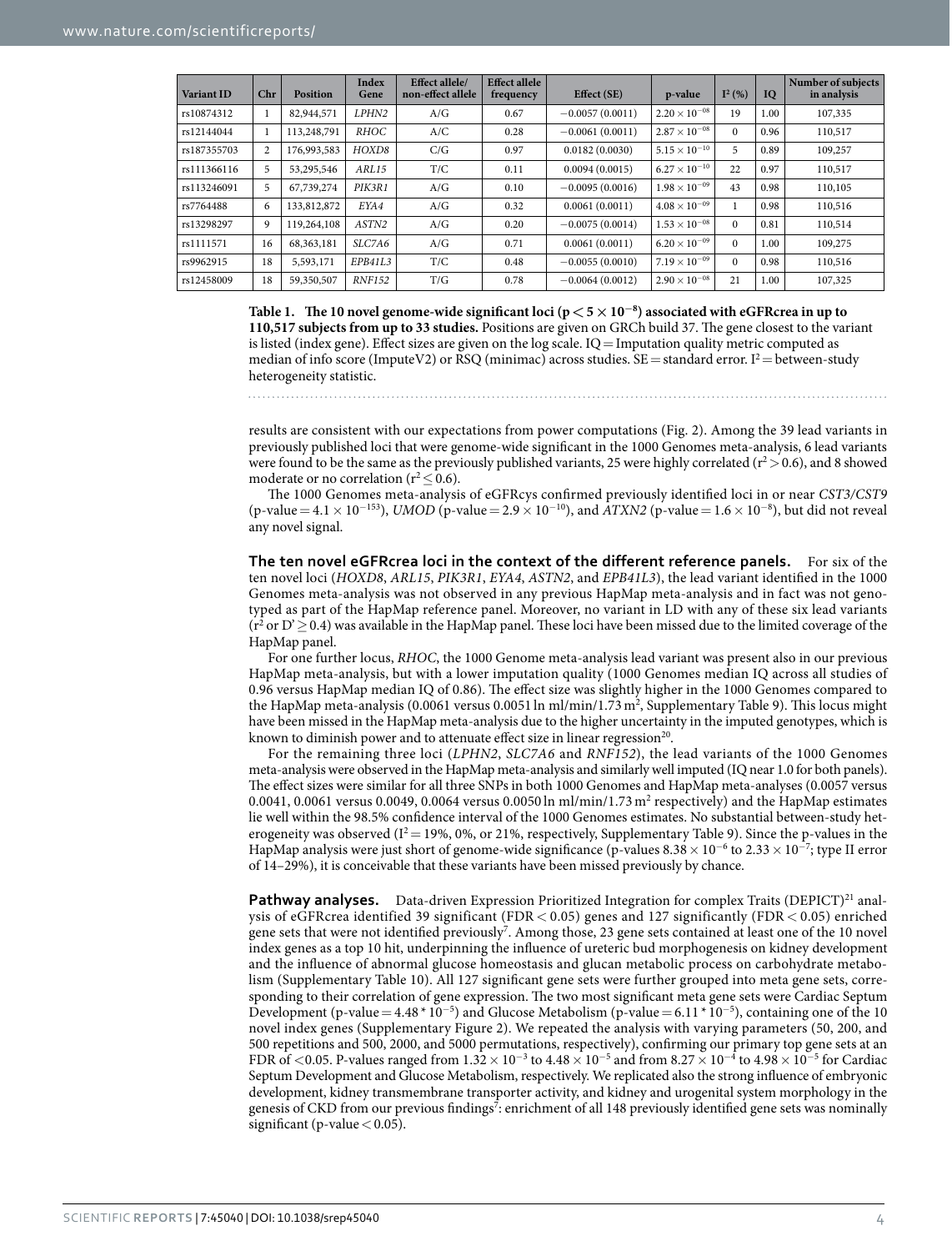| Variant ID | Chr | Position | Index Gene | Effect allele/ non-effect allele | Effect allele frequency | Effect (SE) | p-value | $I^2$ (%) | IQ | Number of subjects in analysis |
|---|---|---|---|---|---|---|---|---|---|---|
| rs10874312 | 1 | 82,944,571 | *LPHN2* | A/G | 0.67 | −0.0057 (0.0011) | $2.20 \times 10^{-08}$ | 19 | 1.00 | 107,335 |
| rs12144044 | 1 | 113,248,791 | *RHOC* | A/C | 0.28 | −0.0061 (0.0011) | $2.87 \times 10^{-08}$ | 0 | 0.96 | 110,517 |
| rs187355703 | 2 | 176,993,583 | *HOXD8* | C/G | 0.97 | 0.0182 (0.0030) | $5.15 \times 10^{-10}$ | 5 | 0.89 | 109,257 |
| rs111366116 | 5 | 53,295,546 | *ARL15* | T/C | 0.11 | 0.0094 (0.0015) | $6.27 \times 10^{-10}$ | 22 | 0.97 | 110,517 |
| rs113246091 | 5 | 67,739,274 | *PIK3R1* | A/G | 0.10 | −0.0095 (0.0016) | $1.98 \times 10^{-09}$ | 43 | 0.98 | 110,105 |
| rs7764488 | 6 | 133,812,872 | *EYA4* | A/G | 0.32 | 0.0061 (0.0011) | $4.08 \times 10^{-09}$ | 1 | 0.98 | 110,516 |
| rs13298297 | 9 | 119,264,108 | *ASTN2* | A/G | 0.20 | −0.0075 (0.0014) | $1.53 \times 10^{-08}$ | 0 | 0.81 | 110,514 |
| rs1111571 | 16 | 68,363,181 | *SLC7A6* | A/G | 0.71 | 0.0061 (0.0011) | $6.20 \times 10^{-09}$ | 0 | 1.00 | 109,275 |
| rs9962915 | 18 | 5,593,171 | *EPB41L3* | T/C | 0.48 | −0.0055 (0.0010) | $7.19 \times 10^{-09}$ | 0 | 0.98 | 110,516 |
| rs12458009 | 18 | 59,350,507 | *RNF152* | T/G | 0.78 | −0.0064 (0.0012) | $2.90 \times 10^{-08}$ | 21 | 1.00 | 107,325 |

**Table 1. The 10 novel genome-wide significant loci ($p < 5 \times 10^{-8}$) associated with eGFRcrea in up to 110,517 subjects from up to 33 studies.** Positions are given on GRCh build 37. The gene closest to the variant is listed (index gene). Effect sizes are given on the log scale. IQ = Imputation quality metric computed as median of info score (ImputeV2) or RSQ (minimac) across studies. SE = standard error. $I^2$ = between-study heterogeneity statistic.

results are consistent with our expectations from power computations (Fig. 2). Among the 39 lead variants in previously published loci that were genome-wide significant in the 1000 Genomes meta-analysis, 6 lead variants were found to be the same as the previously published variants, 25 were highly correlated ($r^2 > 0.6$), and 8 showed moderate or no correlation ($r^2 \leq 0.6$).

The 1000 Genomes meta-analysis of eGFRcys confirmed previously identified loci in or near *CST3/CST9* (p-value = $4.1 \times 10^{-153}$), *UMOD* (p-value = $2.9 \times 10^{-10}$), and *ATXN2* (p-value = $1.6 \times 10^{-8}$), but did not reveal any novel signal.

## The ten novel eGFRcrea loci in the context of the different reference panels.

For six of the ten novel loci (*HOXD8*, *ARL15*, *PIK3R1*, *EYA4*, *ASTN2*, and *EPB41L3*), the lead variant identified in the 1000 Genomes meta-analysis was not observed in any previous HapMap meta-analysis and in fact was not genotyped as part of the HapMap reference panel. Moreover, no variant in LD with any of these six lead variants ($r^2$ or D' $\geq 0.4$) was available in the HapMap panel. These loci have been missed due to the limited coverage of the HapMap panel.

For one further locus, *RHOC*, the 1000 Genome meta-analysis lead variant was present also in our previous HapMap meta-analysis, but with a lower imputation quality (1000 Genomes median IQ across all studies of 0.96 versus HapMap median IQ of 0.86). The effect size was slightly higher in the 1000 Genomes compared to the HapMap meta-analysis (0.0061 versus 0.0051 ln ml/min/1.73 m$^2$, Supplementary Table 9). This locus might have been missed in the HapMap meta-analysis due to the higher uncertainty in the imputed genotypes, which is known to diminish power and to attenuate effect size in linear regression[20].

For the remaining three loci (*LPHN2*, *SLC7A6* and *RNF152*), the lead variants of the 1000 Genomes meta-analysis were observed in the HapMap meta-analysis and similarly well imputed (IQ near 1.0 for both panels). The effect sizes were similar for all three SNPs in both 1000 Genomes and HapMap meta-analyses (0.0057 versus 0.0041, 0.0061 versus 0.0049, 0.0064 versus 0.0050 ln ml/min/1.73 m$^2$ respectively) and the HapMap estimates lie well within the 98.5% confidence interval of the 1000 Genomes estimates. No substantial between-study heterogeneity was observed ($I^2$ = 19%, 0%, or 21%, respectively, Supplementary Table 9). Since the p-values in the HapMap analysis were just short of genome-wide significance (p-values $8.38 \times 10^{-6}$ to $2.33 \times 10^{-7}$; type II error of 14–29%), it is conceivable that these variants have been missed previously by chance.

## Pathway analyses.

Data-driven Expression Prioritized Integration for complex Traits (DEPICT)[21] analysis of eGFRcrea identified 39 significant (FDR < 0.05) genes and 127 significantly (FDR < 0.05) enriched gene sets that were not identified previously[7]. Among those, 23 gene sets contained at least one of the 10 novel index genes as a top 10 hit, underpinning the influence of ureteric bud morphogenesis on kidney development and the influence of abnormal glucose homeostasis and glucan metabolic process on carbohydrate metabolism (Supplementary Table 10). All 127 significant gene sets were further grouped into meta gene sets, corresponding to their correlation of gene expression. The two most significant meta gene sets were Cardiac Septum Development (p-value = $4.48 * 10^{-5}$) and Glucose Metabolism (p-value = $6.11 * 10^{-5}$), containing one of the 10 novel index genes (Supplementary Figure 2). We repeated the analysis with varying parameters (50, 200, and 500 repetitions and 500, 2000, and 5000 permutations, respectively), confirming our primary top gene sets at an FDR of <0.05. P-values ranged from $1.32 \times 10^{-3}$ to $4.48 \times 10^{-5}$ and from $8.27 \times 10^{-4}$ to $4.98 \times 10^{-5}$ for Cardiac Septum Development and Glucose Metabolism, respectively. We replicated also the strong influence of embryonic development, kidney transmembrane transporter activity, and kidney and urogenital system morphology in the genesis of CKD from our previous findings[7]: enrichment of all 148 previously identified gene sets was nominally significant (p-value < 0.05).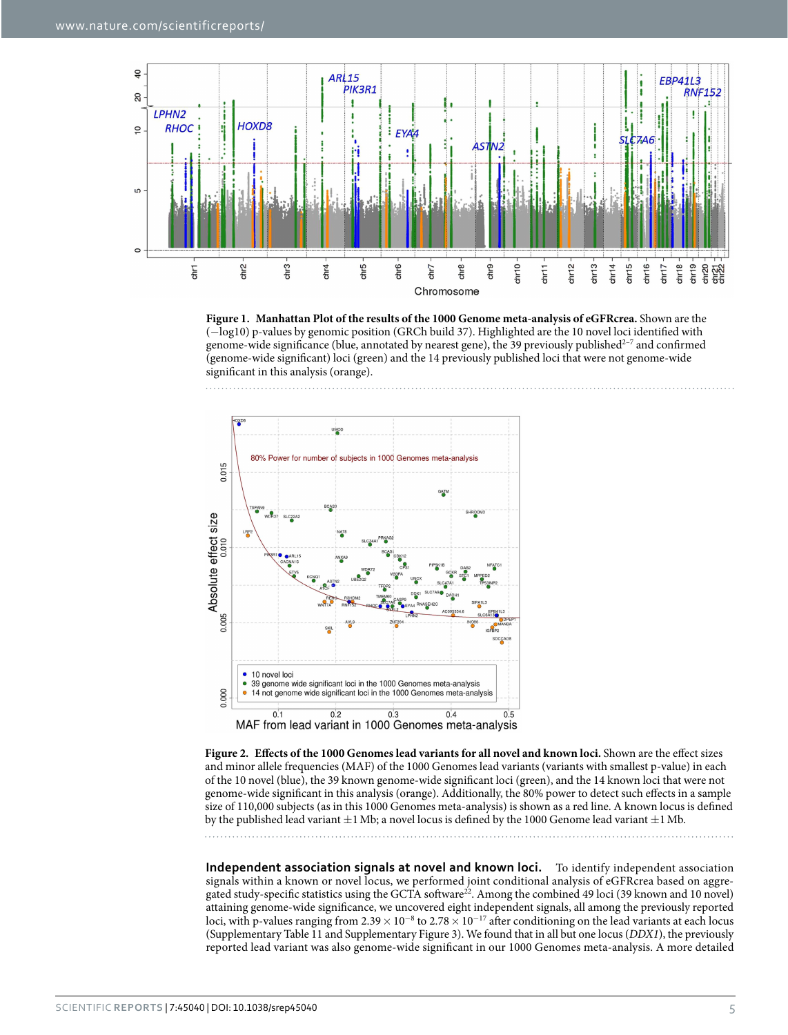**Figure 1. Manhattan Plot of the results of the 1000 Genome meta-analysis of eGFRcrea.** Shown are the (−log10) p-values by genomic position (GRCh build 37). Highlighted are the 10 novel loci identified with genome-wide significance (blue, annotated by nearest gene), the 39 previously published[2–7] and confirmed (genome-wide significant) loci (green) and the 14 previously published loci that were not genome-wide significant in this analysis (orange).

**Figure 2. Effects of the 1000 Genomes lead variants for all novel and known loci.** Shown are the effect sizes and minor allele frequencies (MAF) of the 1000 Genomes lead variants (variants with smallest p-value) in each of the 10 novel (blue), the 39 known genome-wide significant loci (green), and the 14 known loci that were not genome-wide significant in this analysis (orange). Additionally, the 80% power to detect such effects in a sample size of 110,000 subjects (as in this 1000 Genomes meta-analysis) is shown as a red line. A known locus is defined by the published lead variant ±1 Mb; a novel locus is defined by the 1000 Genome lead variant ±1 Mb.

**Independent association signals at novel and known loci.** To identify independent association signals within a known or novel locus, we performed joint conditional analysis of eGFRcrea based on aggregated study-specific statistics using the GCTA software[22]. Among the combined 49 loci (39 known and 10 novel) attaining genome-wide significance, we uncovered eight independent signals, all among the previously reported loci, with p-values ranging from $2.39 \times 10^{-8}$ to $2.78 \times 10^{-17}$ after conditioning on the lead variants at each locus (Supplementary Table 11 and Supplementary Figure 3). We found that in all but one locus (*DDX1*), the previously reported lead variant was also genome-wide significant in our 1000 Genomes meta-analysis. A more detailed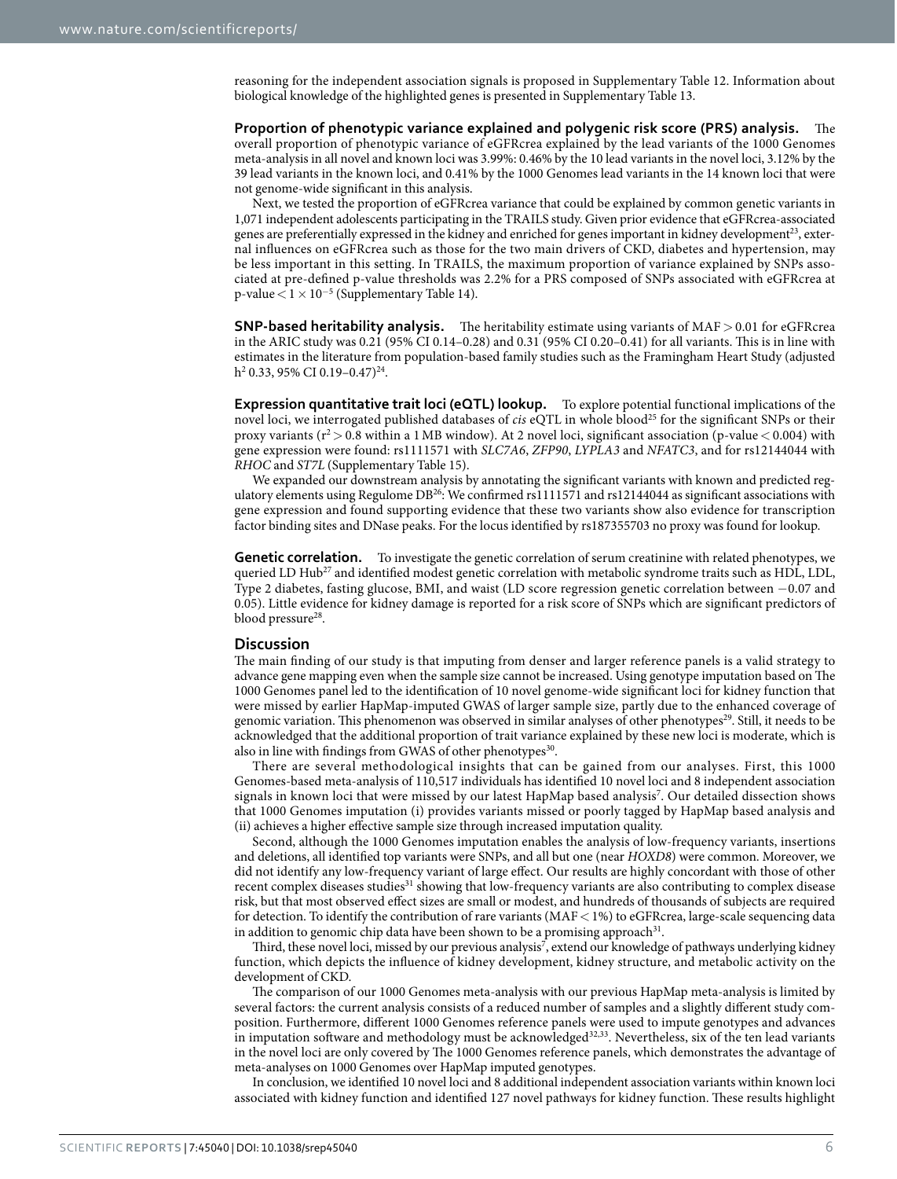reasoning for the independent association signals is proposed in Supplementary Table 12. Information about biological knowledge of the highlighted genes is presented in Supplementary Table 13.

**Proportion of phenotypic variance explained and polygenic risk score (PRS) analysis.** The overall proportion of phenotypic variance of eGFRcrea explained by the lead variants of the 1000 Genomes meta-analysis in all novel and known loci was 3.99%: 0.46% by the 10 lead variants in the novel loci, 3.12% by the 39 lead variants in the known loci, and 0.41% by the 1000 Genomes lead variants in the 14 known loci that were not genome-wide significant in this analysis.

Next, we tested the proportion of eGFRcrea variance that could be explained by common genetic variants in 1,071 independent adolescents participating in the TRAILS study. Given prior evidence that eGFRcrea-associated genes are preferentially expressed in the kidney and enriched for genes important in kidney development[23], external influences on eGFRcrea such as those for the two main drivers of CKD, diabetes and hypertension, may be less important in this setting. In TRAILS, the maximum proportion of variance explained by SNPs associated at pre-defined p-value thresholds was 2.2% for a PRS composed of SNPs associated with eGFRcrea at p-value $< 1 \times 10^{-5}$ (Supplementary Table 14).

**SNP-based heritability analysis.** The heritability estimate using variants of MAF > 0.01 for eGFRcrea in the ARIC study was 0.21 (95% CI 0.14–0.28) and 0.31 (95% CI 0.20–0.41) for all variants. This is in line with estimates in the literature from population-based family studies such as the Framingham Heart Study (adjusted $h^2$ 0.33, 95% CI 0.19–0.47)[24].

**Expression quantitative trait loci (eQTL) lookup.** To explore potential functional implications of the novel loci, we interrogated published databases of *cis* eQTL in whole blood[25] for the significant SNPs or their proxy variants ($r^2 > 0.8$ within a 1 MB window). At 2 novel loci, significant association (p-value < 0.004) with gene expression were found: rs1111571 with *SLC7A6*, *ZFP90*, *LYPLA3* and *NFATC3*, and for rs12144044 with *RHOC* and *ST7L* (Supplementary Table 15).

We expanded our downstream analysis by annotating the significant variants with known and predicted regulatory elements using Regulome DB[26]: We confirmed rs1111571 and rs12144044 as significant associations with gene expression and found supporting evidence that these two variants show also evidence for transcription factor binding sites and DNase peaks. For the locus identified by rs187355703 no proxy was found for lookup.

**Genetic correlation.** To investigate the genetic correlation of serum creatinine with related phenotypes, we queried LD Hub[27] and identified modest genetic correlation with metabolic syndrome traits such as HDL, LDL, Type 2 diabetes, fasting glucose, BMI, and waist (LD score regression genetic correlation between −0.07 and 0.05). Little evidence for kidney damage is reported for a risk score of SNPs which are significant predictors of blood pressure[28].

## Discussion

The main finding of our study is that imputing from denser and larger reference panels is a valid strategy to advance gene mapping even when the sample size cannot be increased. Using genotype imputation based on The 1000 Genomes panel led to the identification of 10 novel genome-wide significant loci for kidney function that were missed by earlier HapMap-imputed GWAS of larger sample size, partly due to the enhanced coverage of genomic variation. This phenomenon was observed in similar analyses of other phenotypes[29]. Still, it needs to be acknowledged that the additional proportion of trait variance explained by these new loci is moderate, which is also in line with findings from GWAS of other phenotypes[30].

There are several methodological insights that can be gained from our analyses. First, this 1000 Genomes-based meta-analysis of 110,517 individuals has identified 10 novel loci and 8 independent association signals in known loci that were missed by our latest HapMap based analysis[7]. Our detailed dissection shows that 1000 Genomes imputation (i) provides variants missed or poorly tagged by HapMap based analysis and (ii) achieves a higher effective sample size through increased imputation quality.

Second, although the 1000 Genomes imputation enables the analysis of low-frequency variants, insertions and deletions, all identified top variants were SNPs, and all but one (near *HOXD8*) were common. Moreover, we did not identify any low-frequency variant of large effect. Our results are highly concordant with those of other recent complex diseases studies[31] showing that low-frequency variants are also contributing to complex disease risk, but that most observed effect sizes are small or modest, and hundreds of thousands of subjects are required for detection. To identify the contribution of rare variants (MAF < 1%) to eGFRcrea, large-scale sequencing data in addition to genomic chip data have been shown to be a promising approach[31].

Third, these novel loci, missed by our previous analysis[7], extend our knowledge of pathways underlying kidney function, which depicts the influence of kidney development, kidney structure, and metabolic activity on the development of CKD.

The comparison of our 1000 Genomes meta-analysis with our previous HapMap meta-analysis is limited by several factors: the current analysis consists of a reduced number of samples and a slightly different study composition. Furthermore, different 1000 Genomes reference panels were used to impute genotypes and advances in imputation software and methodology must be acknowledged[32,33]. Nevertheless, six of the ten lead variants in the novel loci are only covered by The 1000 Genomes reference panels, which demonstrates the advantage of meta-analyses on 1000 Genomes over HapMap imputed genotypes.

In conclusion, we identified 10 novel loci and 8 additional independent association variants within known loci associated with kidney function and identified 127 novel pathways for kidney function. These results highlight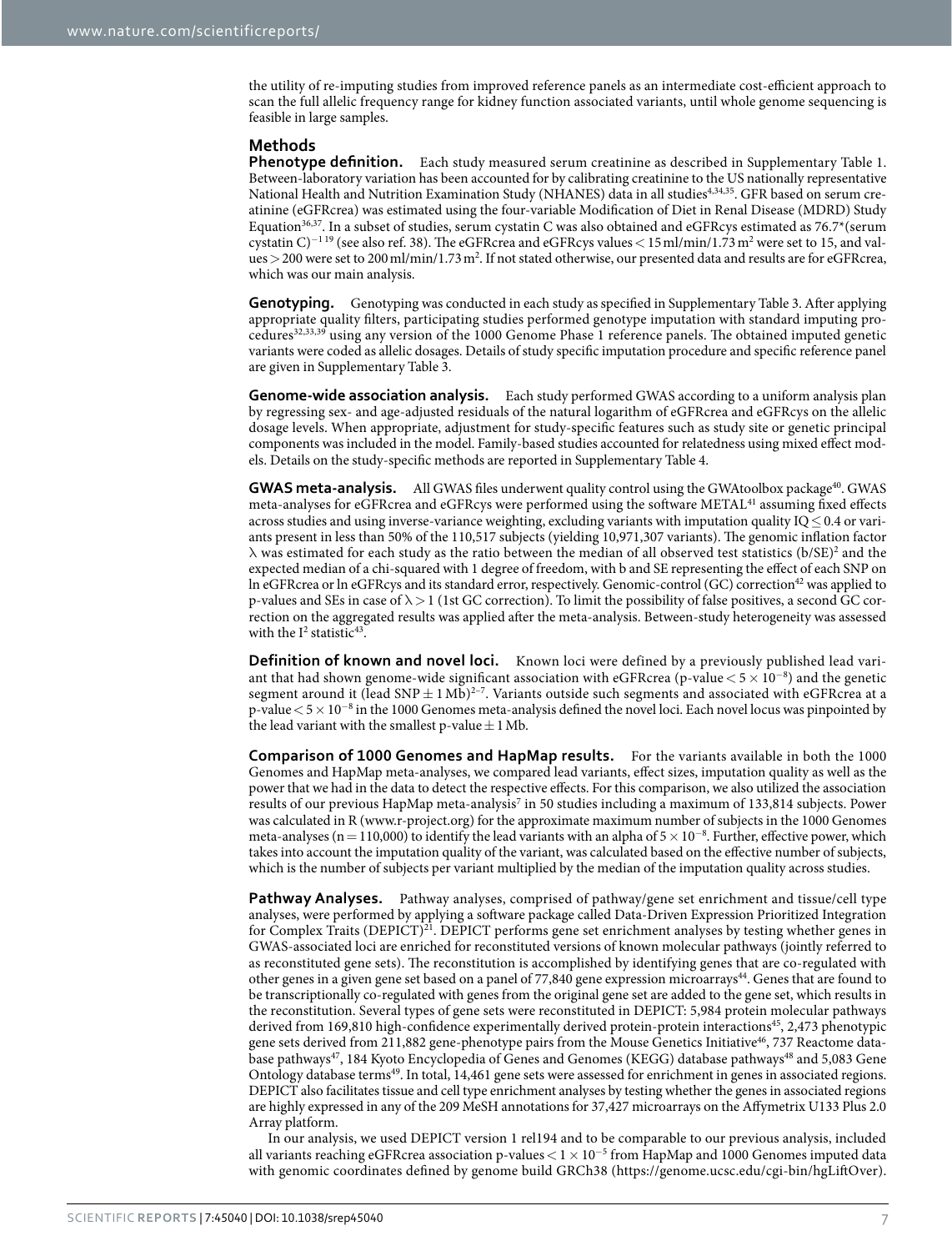the utility of re-imputing studies from improved reference panels as an intermediate cost-efficient approach to scan the full allelic frequency range for kidney function associated variants, until whole genome sequencing is feasible in large samples.

## Methods

**Phenotype definition.** Each study measured serum creatinine as described in Supplementary Table 1. Between-laboratory variation has been accounted for by calibrating creatinine to the US nationally representative National Health and Nutrition Examination Study (NHANES) data in all studies[4,34,35]. GFR based on serum creatinine (eGFRcrea) was estimated using the four-variable Modification of Diet in Renal Disease (MDRD) Study Equation[36,37]. In a subset of studies, serum cystatin C was also obtained and eGFRcys estimated as 76.7*(serum cystatin C)$^{-1.19}$ (see also ref. 38). The eGFRcrea and eGFRcys values < 15 ml/min/1.73 m$^2$ were set to 15, and values > 200 were set to 200 ml/min/1.73 m$^2$. If not stated otherwise, our presented data and results are for eGFRcrea, which was our main analysis.

**Genotyping.** Genotyping was conducted in each study as specified in Supplementary Table 3. After applying appropriate quality filters, participating studies performed genotype imputation with standard imputing procedures[32,33,39] using any version of the 1000 Genome Phase 1 reference panels. The obtained imputed genetic variants were coded as allelic dosages. Details of study specific imputation procedure and specific reference panel are given in Supplementary Table 3.

**Genome-wide association analysis.** Each study performed GWAS according to a uniform analysis plan by regressing sex- and age-adjusted residuals of the natural logarithm of eGFRcrea and eGFRcys on the allelic dosage levels. When appropriate, adjustment for study-specific features such as study site or genetic principal components was included in the model. Family-based studies accounted for relatedness using mixed effect models. Details on the study-specific methods are reported in Supplementary Table 4.

**GWAS meta-analysis.** All GWAS files underwent quality control using the GWAtoolbox package[40]. GWAS meta-analyses for eGFRcrea and eGFRcys were performed using the software METAL[41] assuming fixed effects across studies and using inverse-variance weighting, excluding variants with imputation quality IQ ≤ 0.4 or variants present in less than 50% of the 110,517 subjects (yielding 10,971,307 variants). The genomic inflation factor $\lambda$ was estimated for each study as the ratio between the median of all observed test statistics $(b/SE)^2$ and the expected median of a chi-squared with 1 degree of freedom, with b and SE representing the effect of each SNP on ln eGFRcrea or ln eGFRcys and its standard error, respectively. Genomic-control (GC) correction[42] was applied to p-values and SEs in case of $\lambda > 1$ (1st GC correction). To limit the possibility of false positives, a second GC correction on the aggregated results was applied after the meta-analysis. Between-study heterogeneity was assessed with the $I^2$ statistic[43].

**Definition of known and novel loci.** Known loci were defined by a previously published lead variant that had shown genome-wide significant association with eGFRcrea (p-value $< 5 \times 10^{-8}$) and the genetic segment around it (lead SNP ± 1 Mb)[2–7]. Variants outside such segments and associated with eGFRcrea at a p-value $< 5 \times 10^{-8}$ in the 1000 Genomes meta-analysis defined the novel loci. Each novel locus was pinpointed by the lead variant with the smallest p-value ± 1 Mb.

**Comparison of 1000 Genomes and HapMap results.** For the variants available in both the 1000 Genomes and HapMap meta-analyses, we compared lead variants, effect sizes, imputation quality as well as the power that we had in the data to detect the respective effects. For this comparison, we also utilized the association results of our previous HapMap meta-analysis[7] in 50 studies including a maximum of 133,814 subjects. Power was calculated in R (www.r-project.org) for the approximate maximum number of subjects in the 1000 Genomes meta-analyses (n = 110,000) to identify the lead variants with an alpha of $5 \times 10^{-8}$. Further, effective power, which takes into account the imputation quality of the variant, was calculated based on the effective number of subjects, which is the number of subjects per variant multiplied by the median of the imputation quality across studies.

**Pathway Analyses.** Pathway analyses, comprised of pathway/gene set enrichment and tissue/cell type analyses, were performed by applying a software package called Data-Driven Expression Prioritized Integration for Complex Traits (DEPICT)[21]. DEPICT performs gene set enrichment analyses by testing whether genes in GWAS-associated loci are enriched for reconstituted versions of known molecular pathways (jointly referred to as reconstituted gene sets). The reconstitution is accomplished by identifying genes that are co-regulated with other genes in a given gene set based on a panel of 77,840 gene expression microarrays[44]. Genes that are found to be transcriptionally co-regulated with genes from the original gene set are added to the gene set, which results in the reconstitution. Several types of gene sets were reconstituted in DEPICT: 5,984 protein molecular pathways derived from 169,810 high-confidence experimentally derived protein-protein interactions[45], 2,473 phenotypic gene sets derived from 211,882 gene-phenotype pairs from the Mouse Genetics Initiative[46], 737 Reactome database pathways[47], 184 Kyoto Encyclopedia of Genes and Genomes (KEGG) database pathways[48] and 5,083 Gene Ontology database terms[49]. In total, 14,461 gene sets were assessed for enrichment in genes in associated regions. DEPICT also facilitates tissue and cell type enrichment analyses by testing whether the genes in associated regions are highly expressed in any of the 209 MeSH annotations for 37,427 microarrays on the Affymetrix U133 Plus 2.0 Array platform.

In our analysis, we used DEPICT version 1 rel194 and to be comparable to our previous analysis, included all variants reaching eGFRcrea association p-values $< 1 \times 10^{-5}$ from HapMap and 1000 Genomes imputed data with genomic coordinates defined by genome build GRCh38 (https://genome.ucsc.edu/cgi-bin/hgLiftOver).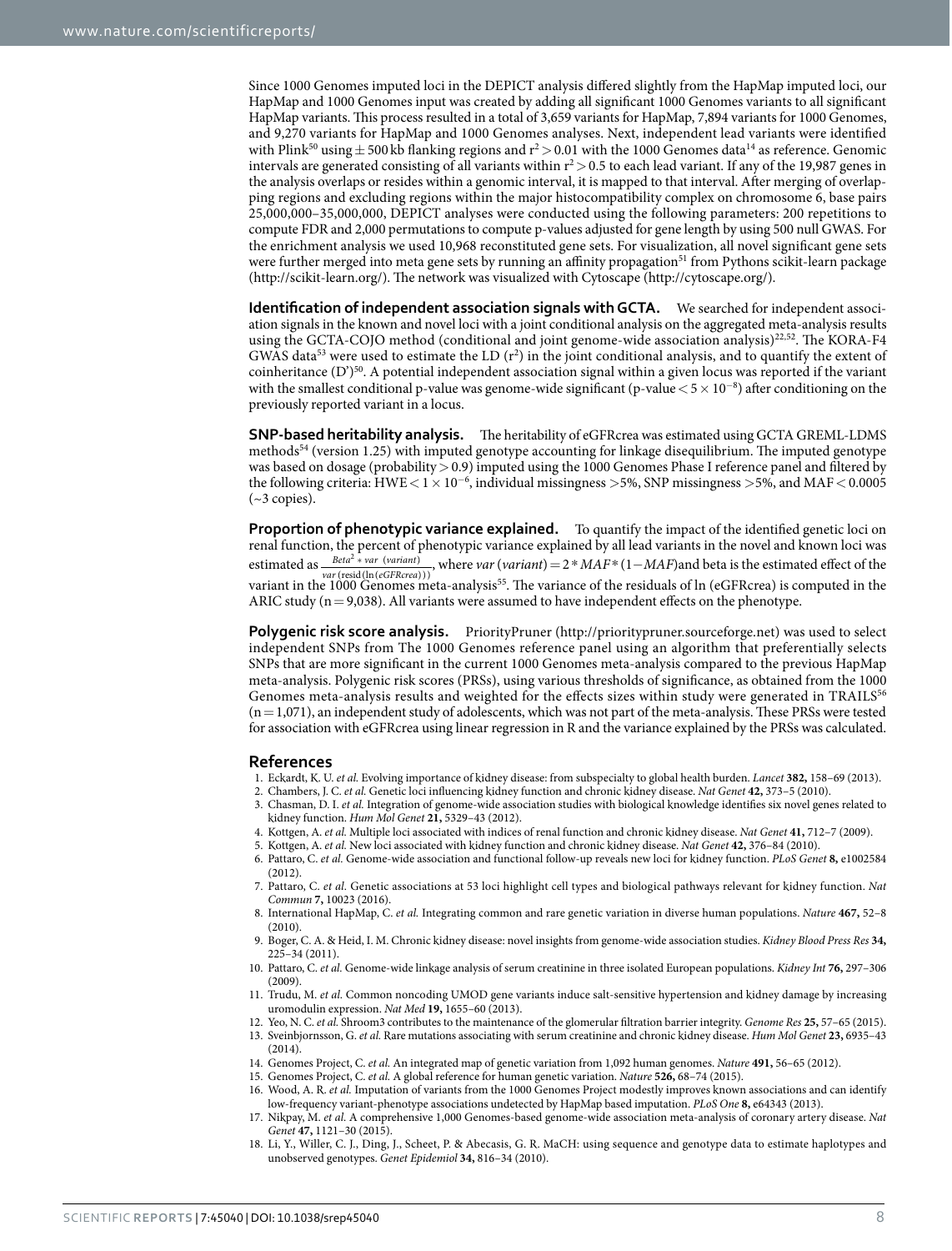Since 1000 Genomes imputed loci in the DEPICT analysis differed slightly from the HapMap imputed loci, our HapMap and 1000 Genomes input was created by adding all significant 1000 Genomes variants to all significant HapMap variants. This process resulted in a total of 3,659 variants for HapMap, 7,894 variants for 1000 Genomes, and 9,270 variants for HapMap and 1000 Genomes analyses. Next, independent lead variants were identified with Plink[50] using ± 500 kb flanking regions and $r^2 > 0.01$ with the 1000 Genomes data[14] as reference. Genomic intervals are generated consisting of all variants within $r^2 > 0.5$ to each lead variant. If any of the 19,987 genes in the analysis overlaps or resides within a genomic interval, it is mapped to that interval. After merging of overlapping regions and excluding regions within the major histocompatibility complex on chromosome 6, base pairs 25,000,000–35,000,000, DEPICT analyses were conducted using the following parameters: 200 repetitions to compute FDR and 2,000 permutations to compute p-values adjusted for gene length by using 500 null GWAS. For the enrichment analysis we used 10,968 reconstituted gene sets. For visualization, all novel significant gene sets were further merged into meta gene sets by running an affinity propagation[51] from Pythons scikit-learn package (http://scikit-learn.org/). The network was visualized with Cytoscape (http://cytoscape.org/).

**Identification of independent association signals with GCTA.** We searched for independent association signals in the known and novel loci with a joint conditional analysis on the aggregated meta-analysis results using the GCTA-COJO method (conditional and joint genome-wide association analysis)[22,52]. The KORA-F4 GWAS data[53] were used to estimate the LD ($r^2$) in the joint conditional analysis, and to quantify the extent of coinheritance (D')[50]. A potential independent association signal within a given locus was reported if the variant with the smallest conditional p-value was genome-wide significant (p-value $< 5 \times 10^{-8}$) after conditioning on the previously reported variant in a locus.

**SNP-based heritability analysis.** The heritability of eGFRcrea was estimated using GCTA GREML-LDMS methods[54] (version 1.25) with imputed genotype accounting for linkage disequilibrium. The imputed genotype was based on dosage (probability > 0.9) imputed using the 1000 Genomes Phase I reference panel and filtered by the following criteria: HWE $< 1 \times 10^{-6}$, individual missingness >5%, SNP missingness >5%, and MAF < 0.0005 (~3 copies).

**Proportion of phenotypic variance explained.** To quantify the impact of the identified genetic loci on renal function, the percent of phenotypic variance explained by all lead variants in the novel and known loci was estimated as $\frac{Beta^2 * var\ (variant)}{var\,(\text{resid}(\ln(eGFRcrea)))}$, where $var\,(variant) = 2 * MAF * (1 - MAF)$ and beta is the estimated effect of the variant in the 1000 Genomes meta-analysis[55]. The variance of the residuals of ln (eGFRcrea) is computed in the ARIC study (n = 9,038). All variants were assumed to have independent effects on the phenotype.

**Polygenic risk score analysis.** PriorityPruner (http://prioritypruner.sourceforge.net) was used to select independent SNPs from The 1000 Genomes reference panel using an algorithm that preferentially selects SNPs that are more significant in the current 1000 Genomes meta-analysis compared to the previous HapMap meta-analysis. Polygenic risk scores (PRSs), using various thresholds of significance, as obtained from the 1000 Genomes meta-analysis results and weighted for the effects sizes within study were generated in TRAILS[56] (n = 1,071), an independent study of adolescents, which was not part of the meta-analysis. These PRSs were tested for association with eGFRcrea using linear regression in R and the variance explained by the PRSs was calculated.

## References

1. Eckardt, K. U. *et al.* Evolving importance of kidney disease: from subspecialty to global health burden. *Lancet* **382,** 158–69 (2013).
2. Chambers, J. C. *et al.* Genetic loci influencing kidney function and chronic kidney disease. *Nat Genet* **42,** 373–5 (2010).
3. Chasman, D. I. *et al.* Integration of genome-wide association studies with biological knowledge identifies six novel genes related to kidney function. *Hum Mol Genet* **21,** 5329–43 (2012).
4. Kottgen, A. *et al.* Multiple loci associated with indices of renal function and chronic kidney disease. *Nat Genet* **41,** 712–7 (2009).
5. Kottgen, A. *et al.* New loci associated with kidney function and chronic kidney disease. *Nat Genet* **42,** 376–84 (2010).
6. Pattaro, C. *et al.* Genome-wide association and functional follow-up reveals new loci for kidney function. *PLoS Genet* **8,** e1002584 (2012).
7. Pattaro, C. *et al.* Genetic associations at 53 loci highlight cell types and biological pathways relevant for kidney function. *Nat Commun* **7,** 10023 (2016).
8. International HapMap, C. *et al.* Integrating common and rare genetic variation in diverse human populations. *Nature* **467,** 52–8 (2010).
9. Boger, C. A. & Heid, I. M. Chronic kidney disease: novel insights from genome-wide association studies. *Kidney Blood Press Res* **34,** 225–34 (2011).
10. Pattaro, C. *et al.* Genome-wide linkage analysis of serum creatinine in three isolated European populations. *Kidney Int* **76,** 297–306 (2009).
11. Trudu, M. *et al.* Common noncoding UMOD gene variants induce salt-sensitive hypertension and kidney damage by increasing uromodulin expression. *Nat Med* **19,** 1655–60 (2013).
12. Yeo, N. C. *et al.* Shroom3 contributes to the maintenance of the glomerular filtration barrier integrity. *Genome Res* **25,** 57–65 (2015).
13. Sveinbjornsson, G. *et al.* Rare mutations associating with serum creatinine and chronic kidney disease. *Hum Mol Genet* **23,** 6935–43 (2014).
14. Genomes Project, C. *et al.* An integrated map of genetic variation from 1,092 human genomes. *Nature* **491,** 56–65 (2012).
15. Genomes Project, C. *et al.* A global reference for human genetic variation. *Nature* **526,** 68–74 (2015).
16. Wood, A. R. *et al.* Imputation of variants from the 1000 Genomes Project modestly improves known associations and can identify low-frequency variant-phenotype associations undetected by HapMap based imputation. *PLoS One* **8,** e64343 (2013).
17. Nikpay, M. *et al.* A comprehensive 1,000 Genomes-based genome-wide association meta-analysis of coronary artery disease. *Nat Genet* **47,** 1121–30 (2015).
18. Li, Y., Willer, C. J., Ding, J., Scheet, P. & Abecasis, G. R. MaCH: using sequence and genotype data to estimate haplotypes and unobserved genotypes. *Genet Epidemiol* **34,** 816–34 (2010).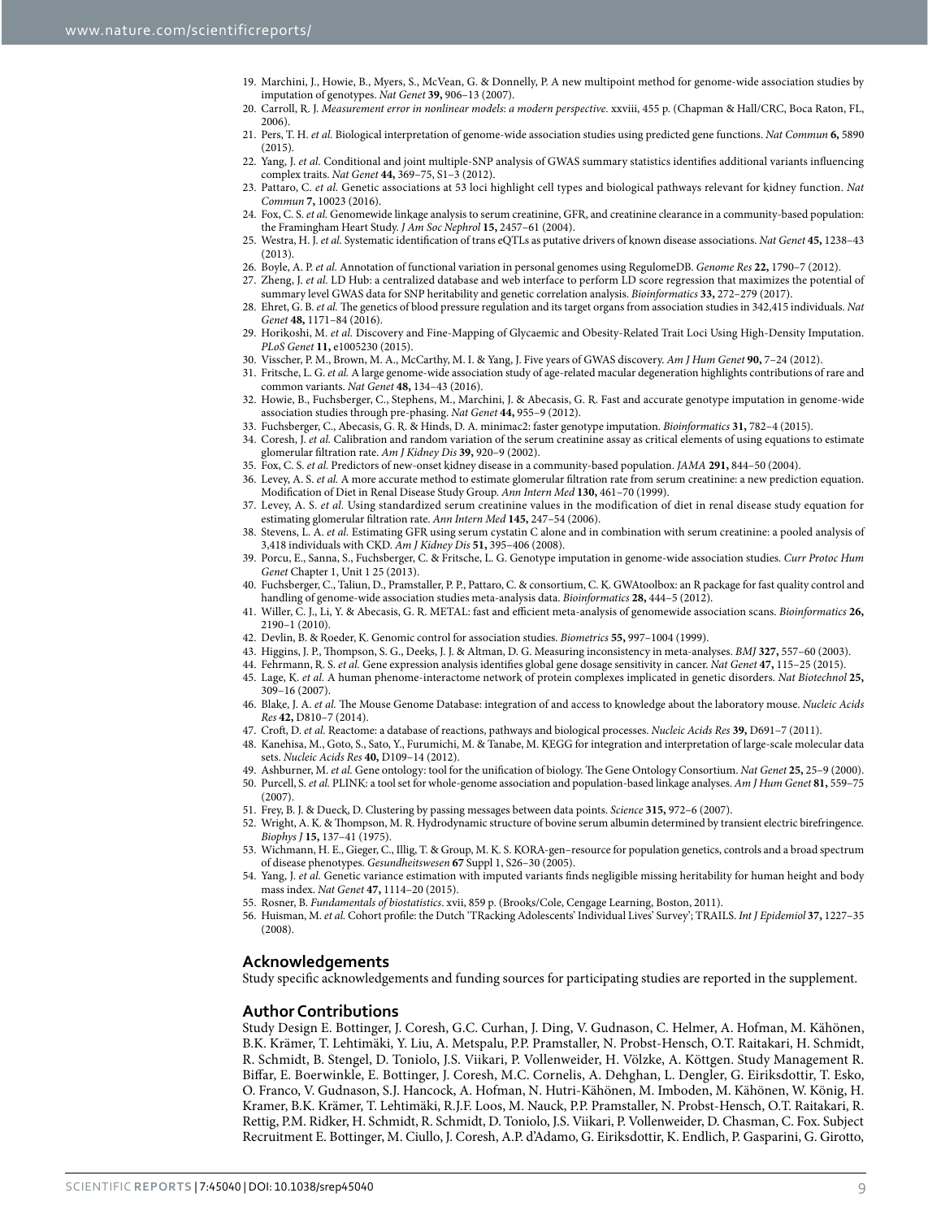19. Marchini, J., Howie, B., Myers, S., McVean, G. & Donnelly, P. A new multipoint method for genome-wide association studies by imputation of genotypes. *Nat Genet* **39,** 906–13 (2007).
20. Carroll, R. J. *Measurement error in nonlinear models: a modern perspective*. xxviii, 455 p. (Chapman & Hall/CRC, Boca Raton, FL, 2006).
21. Pers, T. H. *et al.* Biological interpretation of genome-wide association studies using predicted gene functions. *Nat Commun* **6,** 5890 (2015).
22. Yang, J. *et al.* Conditional and joint multiple-SNP analysis of GWAS summary statistics identifies additional variants influencing complex traits. *Nat Genet* **44,** 369–75, S1–3 (2012).
23. Pattaro, C. *et al.* Genetic associations at 53 loci highlight cell types and biological pathways relevant for kidney function. *Nat Commun* **7,** 10023 (2016).
24. Fox, C. S. *et al.* Genomewide linkage analysis to serum creatinine, GFR, and creatinine clearance in a community-based population: the Framingham Heart Study. *J Am Soc Nephrol* **15,** 2457–61 (2004).
25. Westra, H. J. *et al.* Systematic identification of trans eQTLs as putative drivers of known disease associations. *Nat Genet* **45,** 1238–43 (2013).
26. Boyle, A. P. *et al.* Annotation of functional variation in personal genomes using RegulomeDB. *Genome Res* **22,** 1790–7 (2012).
27. Zheng, J. *et al.* LD Hub: a centralized database and web interface to perform LD score regression that maximizes the potential of summary level GWAS data for SNP heritability and genetic correlation analysis. *Bioinformatics* **33,** 272–279 (2017).
28. Ehret, G. B. *et al.* The genetics of blood pressure regulation and its target organs from association studies in 342,415 individuals. *Nat Genet* **48,** 1171–84 (2016).
29. Horikoshi, M. *et al.* Discovery and Fine-Mapping of Glycaemic and Obesity-Related Trait Loci Using High-Density Imputation. *PLoS Genet* **11,** e1005230 (2015).
30. Visscher, P. M., Brown, M. A., McCarthy, M. I. & Yang, J. Five years of GWAS discovery. *Am J Hum Genet* **90,** 7–24 (2012).
31. Fritsche, L. G. *et al.* A large genome-wide association study of age-related macular degeneration highlights contributions of rare and common variants. *Nat Genet* **48,** 134–43 (2016).
32. Howie, B., Fuchsberger, C., Stephens, M., Marchini, J. & Abecasis, G. R. Fast and accurate genotype imputation in genome-wide association studies through pre-phasing. *Nat Genet* **44,** 955–9 (2012).
33. Fuchsberger, C., Abecasis, G. R. & Hinds, D. A. minimac2: faster genotype imputation. *Bioinformatics* **31,** 782–4 (2015).
34. Coresh, J. *et al.* Calibration and random variation of the serum creatinine assay as critical elements of using equations to estimate glomerular filtration rate. *Am J Kidney Dis* **39,** 920–9 (2002).
35. Fox, C. S. *et al.* Predictors of new-onset kidney disease in a community-based population. *JAMA* **291,** 844–50 (2004).
36. Levey, A. S. *et al.* A more accurate method to estimate glomerular filtration rate from serum creatinine: a new prediction equation. Modification of Diet in Renal Disease Study Group. *Ann Intern Med* **130,** 461–70 (1999).
37. Levey, A. S. *et al.* Using standardized serum creatinine values in the modification of diet in renal disease study equation for estimating glomerular filtration rate. *Ann Intern Med* **145,** 247–54 (2006).
38. Stevens, L. A. *et al.* Estimating GFR using serum cystatin C alone and in combination with serum creatinine: a pooled analysis of 3,418 individuals with CKD. *Am J Kidney Dis* **51,** 395–406 (2008).
39. Porcu, E., Sanna, S., Fuchsberger, C. & Fritsche, L. G. Genotype imputation in genome-wide association studies. *Curr Protoc Hum Genet* Chapter 1, Unit 1 25 (2013).
40. Fuchsberger, C., Taliun, D., Pramstaller, P. P., Pattaro, C. & consortium, C. K. GWAtoolbox: an R package for fast quality control and handling of genome-wide association studies meta-analysis data. *Bioinformatics* **28,** 444–5 (2012).
41. Willer, C. J., Li, Y. & Abecasis, G. R. METAL: fast and efficient meta-analysis of genomewide association scans. *Bioinformatics* **26,** 2190–1 (2010).
42. Devlin, B. & Roeder, K. Genomic control for association studies. *Biometrics* **55,** 997–1004 (1999).
43. Higgins, J. P., Thompson, S. G., Deeks, J. J. & Altman, D. G. Measuring inconsistency in meta-analyses. *BMJ* **327,** 557–60 (2003).
44. Fehrmann, R. S. *et al.* Gene expression analysis identifies global gene dosage sensitivity in cancer. *Nat Genet* **47,** 115–25 (2015).
45. Lage, K. *et al.* A human phenome-interactome network of protein complexes implicated in genetic disorders. *Nat Biotechnol* **25,** 309–16 (2007).
46. Blake, J. A. *et al.* The Mouse Genome Database: integration of and access to knowledge about the laboratory mouse. *Nucleic Acids Res* **42,** D810–7 (2014).
47. Croft, D. *et al.* Reactome: a database of reactions, pathways and biological processes. *Nucleic Acids Res* **39,** D691–7 (2011).
48. Kanehisa, M., Goto, S., Sato, Y., Furumichi, M. & Tanabe, M. KEGG for integration and interpretation of large-scale molecular data sets. *Nucleic Acids Res* **40,** D109–14 (2012).
49. Ashburner, M. *et al.* Gene ontology: tool for the unification of biology. The Gene Ontology Consortium. *Nat Genet* **25,** 25–9 (2000).
50. Purcell, S. *et al.* PLINK: a tool set for whole-genome association and population-based linkage analyses. *Am J Hum Genet* **81,** 559–75 (2007).
51. Frey, B. J. & Dueck, D. Clustering by passing messages between data points. *Science* **315,** 972–6 (2007).
52. Wright, A. K. & Thompson, M. R. Hydrodynamic structure of bovine serum albumin determined by transient electric birefringence. *Biophys J* **15,** 137–41 (1975).
53. Wichmann, H. E., Gieger, C., Illig, T. & Group, M. K. S. KORA-gen–resource for population genetics, controls and a broad spectrum of disease phenotypes. *Gesundheitswesen* **67** Suppl 1, S26–30 (2005).
54. Yang, J. *et al.* Genetic variance estimation with imputed variants finds negligible missing heritability for human height and body mass index. *Nat Genet* **47,** 1114–20 (2015).
55. Rosner, B. *Fundamentals of biostatistics*. xvii, 859 p. (Brooks/Cole, Cengage Learning, Boston, 2011).
56. Huisman, M. *et al.* Cohort profile: the Dutch 'TRacking Adolescents' Individual Lives' Survey'; TRAILS. *Int J Epidemiol* **37,** 1227–35 (2008).

## Acknowledgements

Study specific acknowledgements and funding sources for participating studies are reported in the supplement.

## Author Contributions

Study Design E. Bottinger, J. Coresh, G.C. Curhan, J. Ding, V. Gudnason, C. Helmer, A. Hofman, M. Kähönen, B.K. Krämer, T. Lehtimäki, Y. Liu, A. Metspalu, P.P. Pramstaller, N. Probst-Hensch, O.T. Raitakari, H. Schmidt, R. Schmidt, B. Stengel, D. Toniolo, J.S. Viikari, P. Vollenweider, H. Völzke, A. Köttgen. Study Management R. Biffar, E. Boerwinkle, E. Bottinger, J. Coresh, M.C. Cornelis, A. Dehghan, L. Dengler, G. Eiriksdottir, T. Esko, O. Franco, V. Gudnason, S.J. Hancock, A. Hofman, N. Hutri-Kähönen, M. Imboden, M. Kähönen, W. König, H. Kramer, B.K. Krämer, T. Lehtimäki, R.J.F. Loos, M. Nauck, P.P. Pramstaller, N. Probst-Hensch, O.T. Raitakari, R. Rettig, P.M. Ridker, H. Schmidt, R. Schmidt, D. Toniolo, J.S. Viikari, P. Vollenweider, D. Chasman, C. Fox. Subject Recruitment E. Bottinger, M. Ciullo, J. Coresh, A.P. d'Adamo, G. Eiriksdottir, K. Endlich, P. Gasparini, G. Girotto,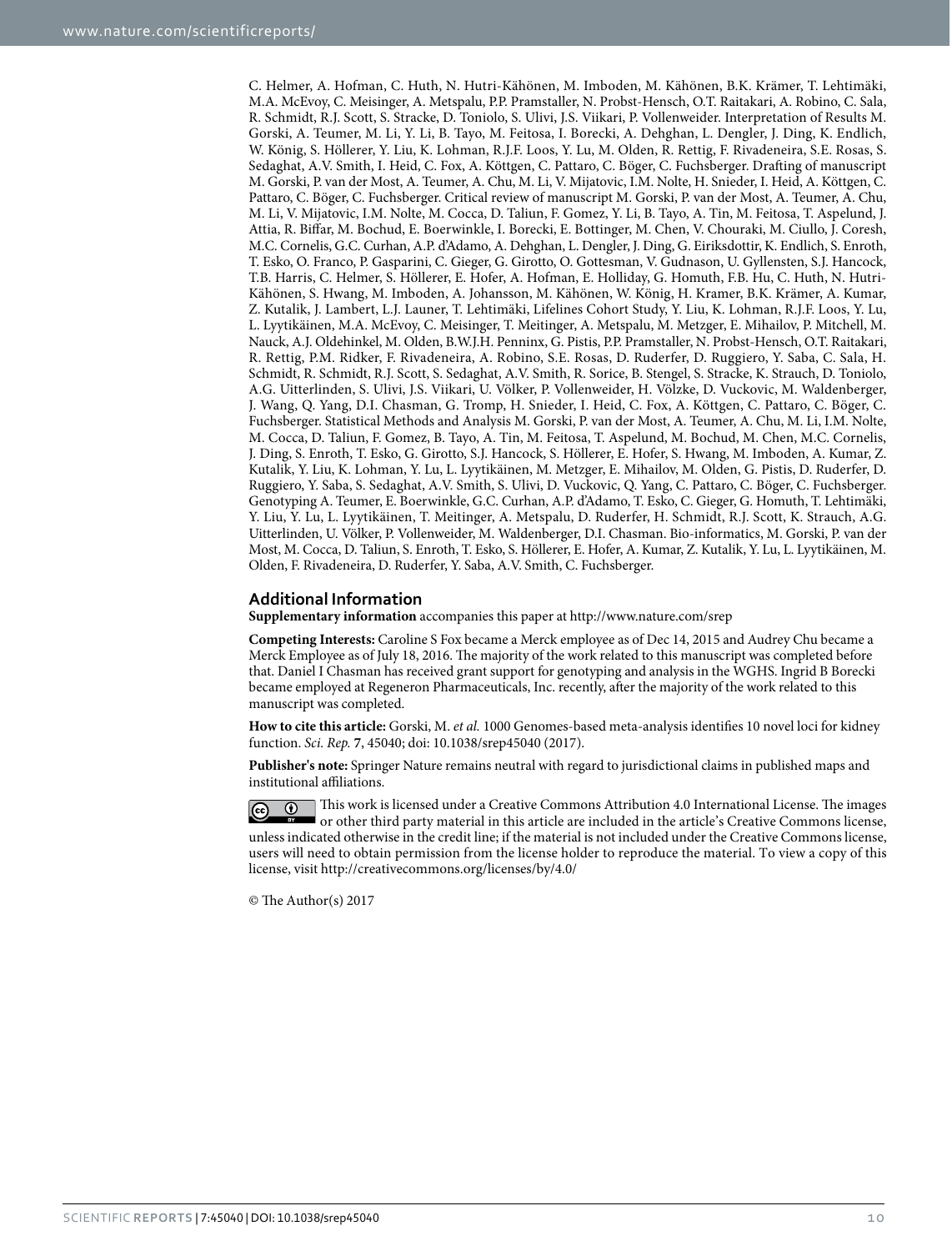C. Helmer, A. Hofman, C. Huth, N. Hutri-Kähönen, M. Imboden, M. Kähönen, B.K. Krämer, T. Lehtimäki, M.A. McEvoy, C. Meisinger, A. Metspalu, P.P. Pramstaller, N. Probst-Hensch, O.T. Raitakari, A. Robino, C. Sala, R. Schmidt, R.J. Scott, S. Stracke, D. Toniolo, S. Ulivi, J.S. Viikari, P. Vollenweider. Interpretation of Results M. Gorski, A. Teumer, M. Li, Y. Li, B. Tayo, M. Feitosa, I. Borecki, A. Dehghan, L. Dengler, J. Ding, K. Endlich, W. König, S. Höllerer, Y. Liu, K. Lohman, R.J.F. Loos, Y. Lu, M. Olden, R. Rettig, F. Rivadeneira, S.E. Rosas, S. Sedaghat, A.V. Smith, I. Heid, C. Fox, A. Köttgen, C. Pattaro, C. Böger, C. Fuchsberger. Drafting of manuscript M. Gorski, P. van der Most, A. Teumer, A. Chu, M. Li, V. Mijatovic, I.M. Nolte, H. Snieder, I. Heid, A. Köttgen, C. Pattaro, C. Böger, C. Fuchsberger. Critical review of manuscript M. Gorski, P. van der Most, A. Teumer, A. Chu, M. Li, V. Mijatovic, I.M. Nolte, M. Cocca, D. Taliun, F. Gomez, Y. Li, B. Tayo, A. Tin, M. Feitosa, T. Aspelund, J. Attia, R. Biffar, M. Bochud, E. Boerwinkle, I. Borecki, E. Bottinger, M. Chen, V. Chouraki, M. Ciullo, J. Coresh, M.C. Cornelis, G.C. Curhan, A.P. d'Adamo, A. Dehghan, L. Dengler, J. Ding, G. Eiriksdottir, K. Endlich, S. Enroth, T. Esko, O. Franco, P. Gasparini, C. Gieger, G. Girotto, O. Gottesman, V. Gudnason, U. Gyllensten, S.J. Hancock, T.B. Harris, C. Helmer, S. Höllerer, E. Hofer, A. Hofman, E. Holliday, G. Homuth, F.B. Hu, C. Huth, N. Hutri-Kähönen, S. Hwang, M. Imboden, A. Johansson, M. Kähönen, W. König, H. Kramer, B.K. Krämer, A. Kumar, Z. Kutalik, J. Lambert, L.J. Launer, T. Lehtimäki, Lifelines Cohort Study, Y. Liu, K. Lohman, R.J.F. Loos, Y. Lu, L. Lyytikäinen, M.A. McEvoy, C. Meisinger, T. Meitinger, A. Metspalu, M. Metzger, E. Mihailov, P. Mitchell, M. Nauck, A.J. Oldehinkel, M. Olden, B.W.J.H. Penninx, G. Pistis, P.P. Pramstaller, N. Probst-Hensch, O.T. Raitakari, R. Rettig, P.M. Ridker, F. Rivadeneira, A. Robino, S.E. Rosas, D. Ruderfer, D. Ruggiero, Y. Saba, C. Sala, H. Schmidt, R. Schmidt, R.J. Scott, S. Sedaghat, A.V. Smith, R. Sorice, B. Stengel, S. Stracke, K. Strauch, D. Toniolo, A.G. Uitterlinden, S. Ulivi, J.S. Viikari, U. Völker, P. Vollenweider, H. Völzke, D. Vuckovic, M. Waldenberger, J. Wang, Q. Yang, D.I. Chasman, G. Tromp, H. Snieder, I. Heid, C. Fox, A. Köttgen, C. Pattaro, C. Böger, C. Fuchsberger. Statistical Methods and Analysis M. Gorski, P. van der Most, A. Teumer, A. Chu, M. Li, I.M. Nolte, M. Cocca, D. Taliun, F. Gomez, B. Tayo, A. Tin, M. Feitosa, T. Aspelund, M. Bochud, M. Chen, M.C. Cornelis, J. Ding, S. Enroth, T. Esko, G. Girotto, S.J. Hancock, S. Höllerer, E. Hofer, S. Hwang, M. Imboden, A. Kumar, Z. Kutalik, Y. Liu, K. Lohman, Y. Lu, L. Lyytikäinen, M. Metzger, E. Mihailov, M. Olden, G. Pistis, D. Ruderfer, D. Ruggiero, Y. Saba, S. Sedaghat, A.V. Smith, S. Ulivi, D. Vuckovic, Q. Yang, C. Pattaro, C. Böger, C. Fuchsberger. Genotyping A. Teumer, E. Boerwinkle, G.C. Curhan, A.P. d'Adamo, T. Esko, C. Gieger, G. Homuth, T. Lehtimäki, Y. Liu, Y. Lu, L. Lyytikäinen, T. Meitinger, A. Metspalu, D. Ruderfer, H. Schmidt, R.J. Scott, K. Strauch, A.G. Uitterlinden, U. Völker, P. Vollenweider, M. Waldenberger, D.I. Chasman. Bio-informatics, M. Gorski, P. van der Most, M. Cocca, D. Taliun, S. Enroth, T. Esko, S. Höllerer, E. Hofer, A. Kumar, Z. Kutalik, Y. Lu, L. Lyytikäinen, M. Olden, F. Rivadeneira, D. Ruderfer, Y. Saba, A.V. Smith, C. Fuchsberger.

## Additional Information

**Supplementary information** accompanies this paper at http://www.nature.com/srep

**Competing Interests:** Caroline S Fox became a Merck employee as of Dec 14, 2015 and Audrey Chu became a Merck Employee as of July 18, 2016. The majority of the work related to this manuscript was completed before that. Daniel I Chasman has received grant support for genotyping and analysis in the WGHS. Ingrid B Borecki became employed at Regeneron Pharmaceuticals, Inc. recently, after the majority of the work related to this manuscript was completed.

**How to cite this article:** Gorski, M. *et al.* 1000 Genomes-based meta-analysis identifies 10 novel loci for kidney function. *Sci. Rep.* **7**, 45040; doi: 10.1038/srep45040 (2017).

**Publisher's note:** Springer Nature remains neutral with regard to jurisdictional claims in published maps and institutional affiliations.

This work is licensed under a Creative Commons Attribution 4.0 International License. The images or other third party material in this article are included in the article's Creative Commons license, unless indicated otherwise in the credit line; if the material is not included under the Creative Commons license, users will need to obtain permission from the license holder to reproduce the material. To view a copy of this license, visit http://creativecommons.org/licenses/by/4.0/

© The Author(s) 2017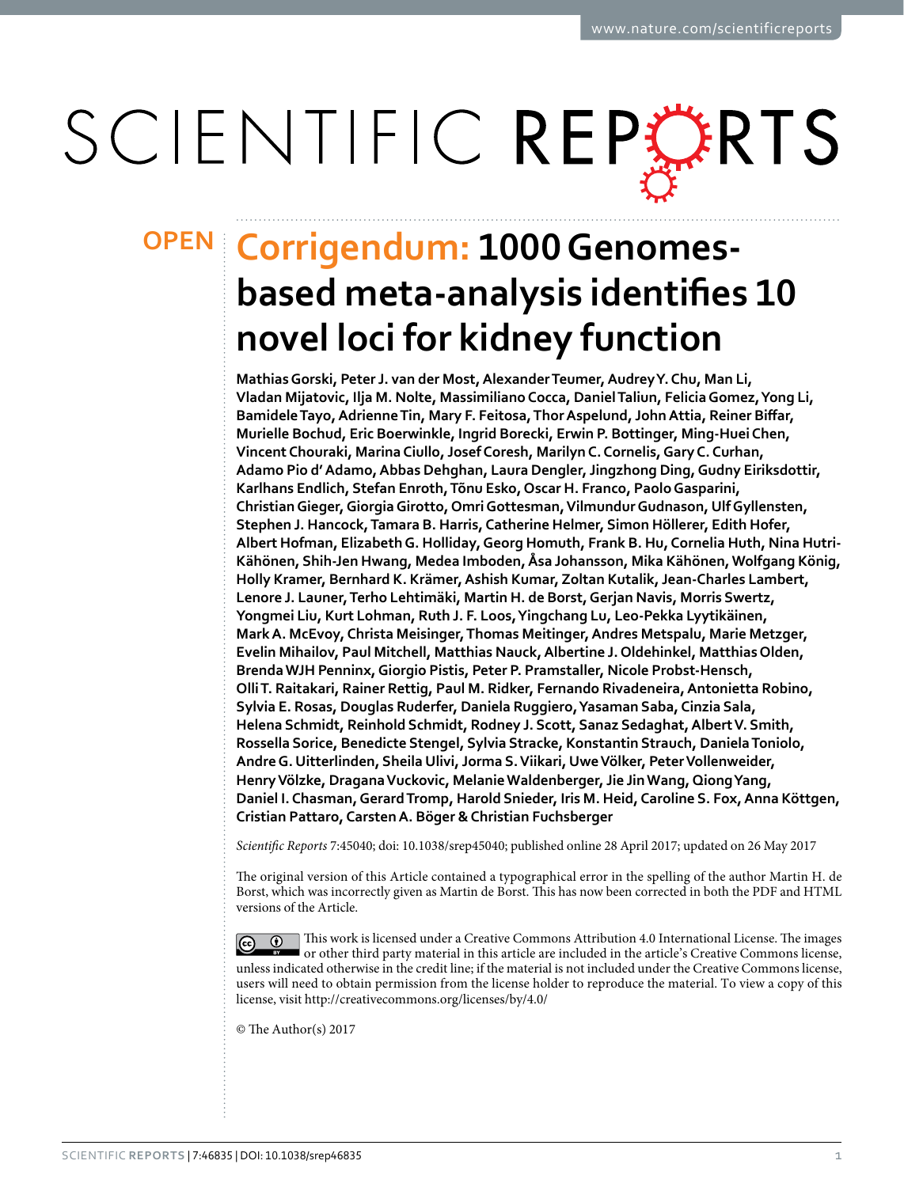OPEN

# Corrigendum: 1000 Genomes-based meta-analysis identifies 10 novel loci for kidney function

**Mathias Gorski, Peter J. van der Most, Alexander Teumer, Audrey Y. Chu, Man Li, Vladan Mijatovic, Ilja M. Nolte, Massimiliano Cocca, Daniel Taliun, Felicia Gomez, Yong Li, Bamidele Tayo, Adrienne Tin, Mary F. Feitosa, Thor Aspelund, John Attia, Reiner Biffar, Murielle Bochud, Eric Boerwinkle, Ingrid Borecki, Erwin P. Bottinger, Ming-Huei Chen, Vincent Chouraki, Marina Ciullo, Josef Coresh, Marilyn C. Cornelis, Gary C. Curhan, Adamo Pio d' Adamo, Abbas Dehghan, Laura Dengler, Jingzhong Ding, Gudny Eiriksdottir, Karlhans Endlich, Stefan Enroth, Tõnu Esko, Oscar H. Franco, Paolo Gasparini, Christian Gieger, Giorgia Girotto, Omri Gottesman, Vilmundur Gudnason, Ulf Gyllensten, Stephen J. Hancock, Tamara B. Harris, Catherine Helmer, Simon Höllerer, Edith Hofer, Albert Hofman, Elizabeth G. Holliday, Georg Homuth, Frank B. Hu, Cornelia Huth, Nina Hutri-Kähönen, Shih-Jen Hwang, Medea Imboden, Åsa Johansson, Mika Kähönen, Wolfgang König, Holly Kramer, Bernhard K. Krämer, Ashish Kumar, Zoltan Kutalik, Jean-Charles Lambert, Lenore J. Launer, Terho Lehtimäki, Martin H. de Borst, Gerjan Navis, Morris Swertz, Yongmei Liu, Kurt Lohman, Ruth J. F. Loos, Yingchang Lu, Leo-Pekka Lyytikäinen, Mark A. McEvoy, Christa Meisinger, Thomas Meitinger, Andres Metspalu, Marie Metzger, Evelin Mihailov, Paul Mitchell, Matthias Nauck, Albertine J. Oldehinkel, Matthias Olden, Brenda WJH Penninx, Giorgio Pistis, Peter P. Pramstaller, Nicole Probst-Hensch, Olli T. Raitakari, Rainer Rettig, Paul M. Ridker, Fernando Rivadeneira, Antonietta Robino, Sylvia E. Rosas, Douglas Ruderfer, Daniela Ruggiero, Yasaman Saba, Cinzia Sala, Helena Schmidt, Reinhold Schmidt, Rodney J. Scott, Sanaz Sedaghat, Albert V. Smith, Rossella Sorice, Benedicte Stengel, Sylvia Stracke, Konstantin Strauch, Daniela Toniolo, Andre G. Uitterlinden, Sheila Ulivi, Jorma S. Viikari, Uwe Völker, Peter Vollenweider, Henry Völzke, Dragana Vuckovic, Melanie Waldenberger, Jie Jin Wang, Qiong Yang, Daniel I. Chasman, Gerard Tromp, Harold Snieder, Iris M. Heid, Caroline S. Fox, Anna Köttgen, Cristian Pattaro, Carsten A. Böger & Christian Fuchsberger**

*Scientific Reports* 7:45040; doi: 10.1038/srep45040; published online 28 April 2017; updated on 26 May 2017

The original version of this Article contained a typographical error in the spelling of the author Martin H. de Borst, which was incorrectly given as Martin de Borst. This has now been corrected in both the PDF and HTML versions of the Article.

This work is licensed under a Creative Commons Attribution 4.0 International License. The images or other third party material in this article are included in the article's Creative Commons license, unless indicated otherwise in the credit line; if the material is not included under the Creative Commons license, users will need to obtain permission from the license holder to reproduce the material. To view a copy of this license, visit http://creativecommons.org/licenses/by/4.0/

© The Author(s) 2017